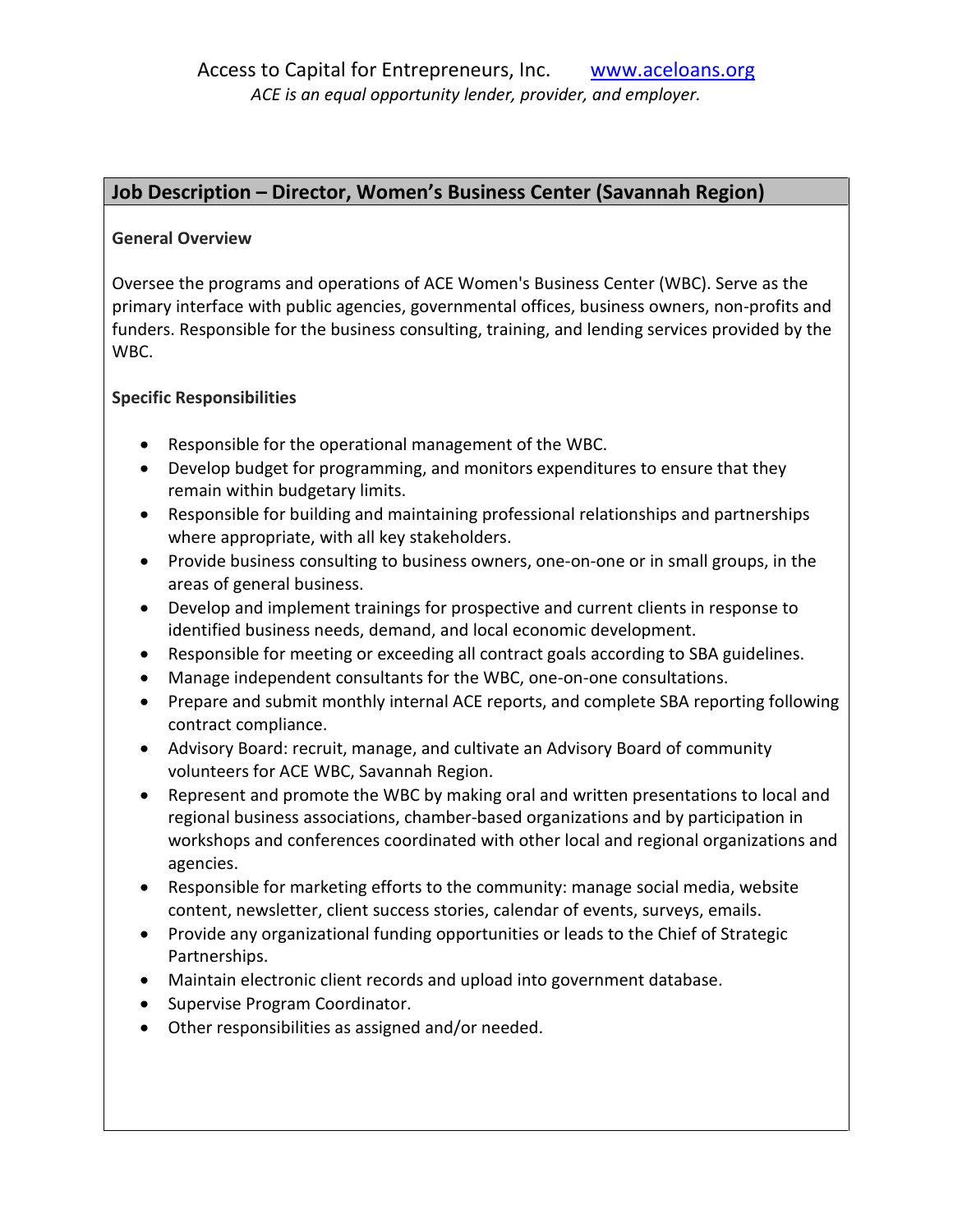Access to Capital for Entrepreneurs, Inc. [www.aceloans.org](http://www.aceloans.org)

*ACE is an equal opportunity lender, provider, and employer.*

## Job Description – Director, Women's Business Center (Savannah Region)

**General Overview**

Oversee the programs and operations of ACE Women's Business Center (WBC). Serve as the primary interface with public agencies, governmental offices, business owners, non-profits and funders. Responsible for the business consulting, training, and lending services provided by the WBC.

**Specific Responsibilities**

- Responsible for the operational management of the WBC.
- Develop budget for programming, and monitors expenditures to ensure that they remain within budgetary limits.
- Responsible for building and maintaining professional relationships and partnerships where appropriate, with all key stakeholders.
- Provide business consulting to business owners, one-on-one or in small groups, in the areas of general business.
- Develop and implement trainings for prospective and current clients in response to identified business needs, demand, and local economic development.
- Responsible for meeting or exceeding all contract goals according to SBA guidelines.
- Manage independent consultants for the WBC, one-on-one consultations.
- Prepare and submit monthly internal ACE reports, and complete SBA reporting following contract compliance.
- Advisory Board: recruit, manage, and cultivate an Advisory Board of community volunteers for ACE WBC, Savannah Region.
- Represent and promote the WBC by making oral and written presentations to local and regional business associations, chamber-based organizations and by participation in workshops and conferences coordinated with other local and regional organizations and agencies.
- Responsible for marketing efforts to the community: manage social media, website content, newsletter, client success stories, calendar of events, surveys, emails.
- Provide any organizational funding opportunities or leads to the Chief of Strategic Partnerships.
- Maintain electronic client records and upload into government database.
- Supervise Program Coordinator.
- Other responsibilities as assigned and/or needed.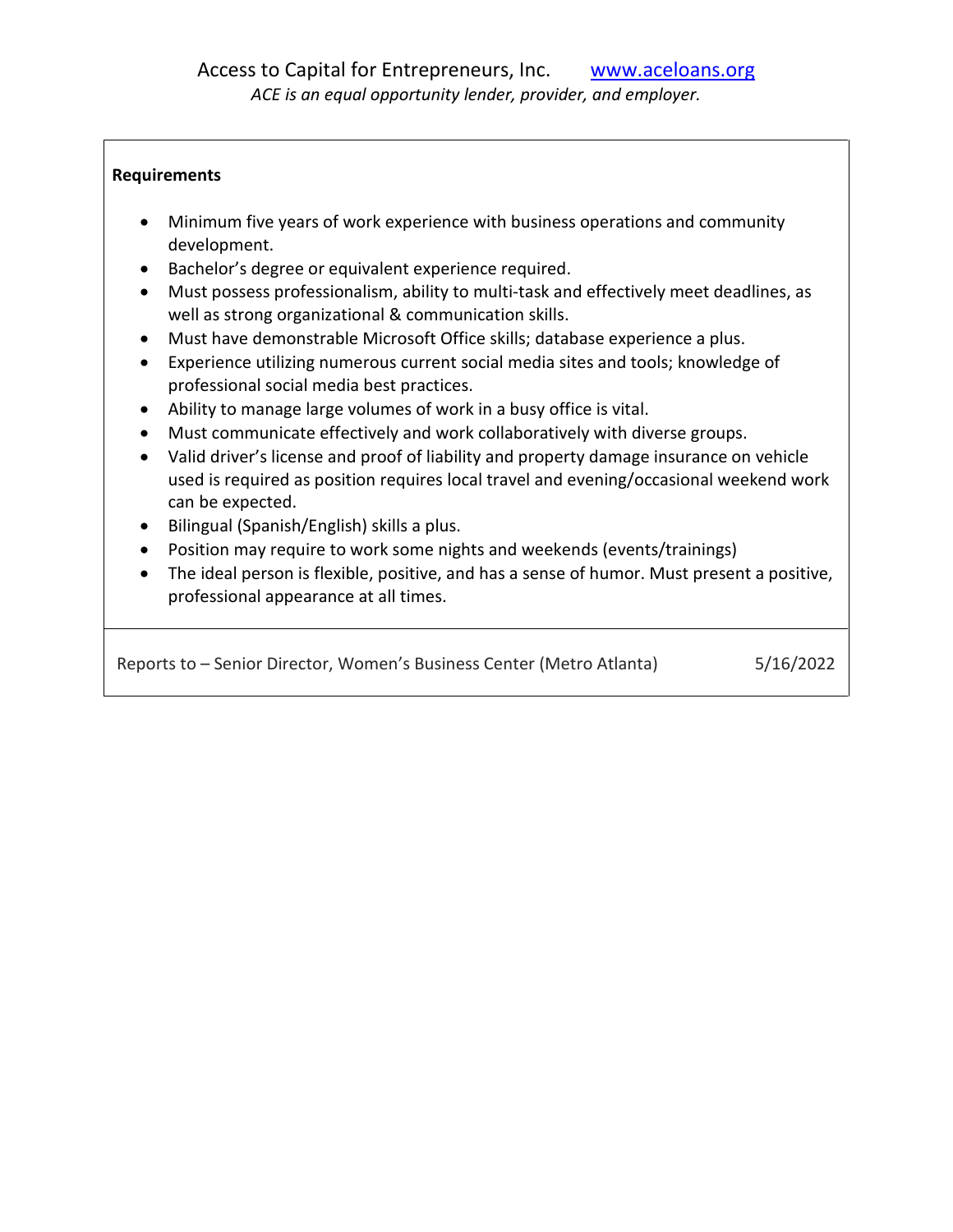**Requirements**

- Minimum five years of work experience with business operations and community development.
- Bachelor's degree or equivalent experience required.
- Must possess professionalism, ability to multi-task and effectively meet deadlines, as well as strong organizational & communication skills.
- Must have demonstrable Microsoft Office skills; database experience a plus.
- Experience utilizing numerous current social media sites and tools; knowledge of professional social media best practices.
- Ability to manage large volumes of work in a busy office is vital.
- Must communicate effectively and work collaboratively with diverse groups.
- Valid driver's license and proof of liability and property damage insurance on vehicle used is required as position requires local travel and evening/occasional weekend work can be expected.
- Bilingual (Spanish/English) skills a plus.
- Position may require to work some nights and weekends (events/trainings)
- The ideal person is flexible, positive, and has a sense of humor. Must present a positive, professional appearance at all times.

Reports to – Senior Director, Women's Business Center (Metro Atlanta) 5/16/2022